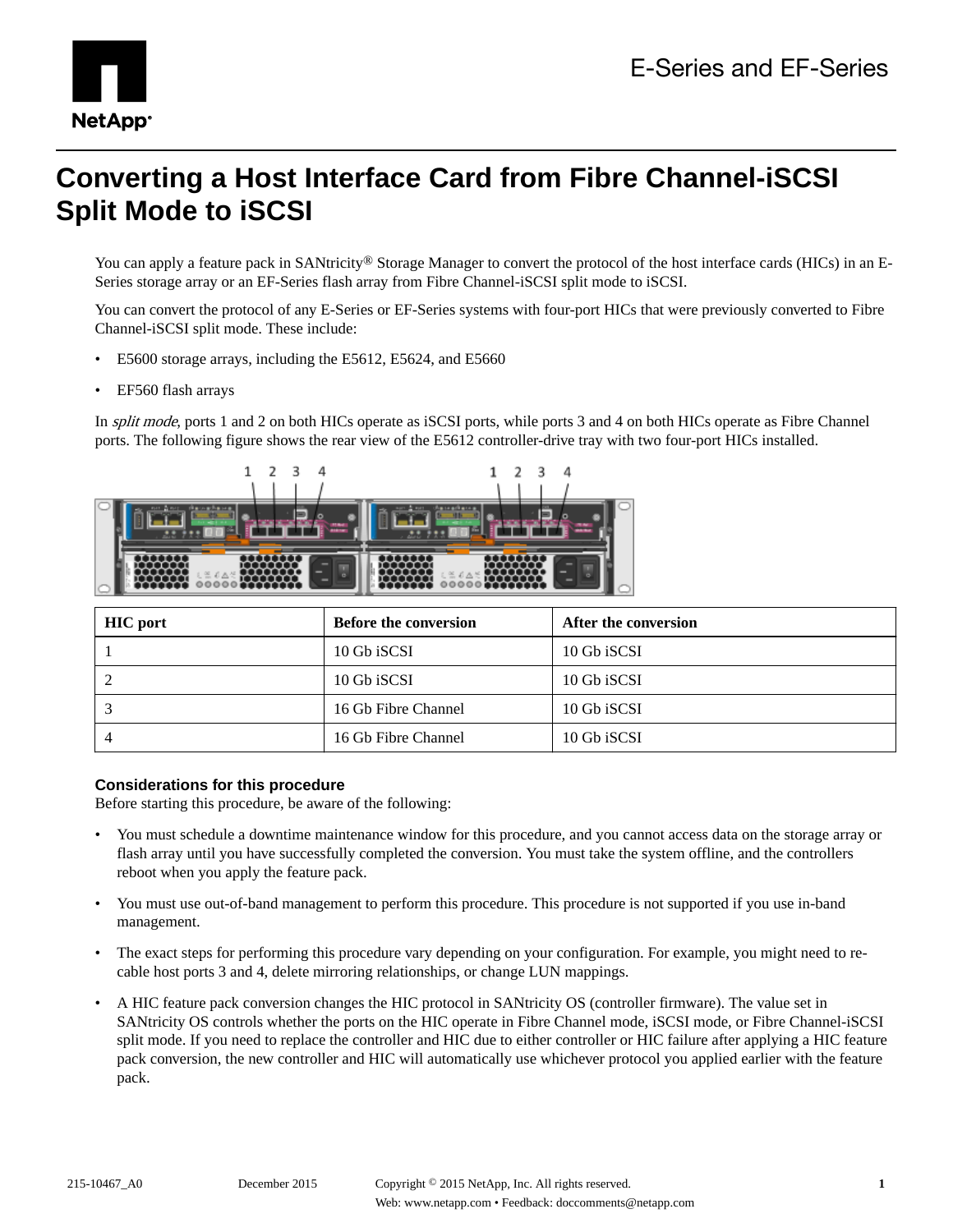# Converting a Host Interface Card from Fibre Channel-iSCSI Split Mode to iSCSI

You can apply a feature pack in SANtricity® Storage Manager to convert the protocol of the host interface cards (HICs) in an E-Series storage array or an EF-Series flash array from Fibre Channel-iSCSI split mode to iSCSI.

You can convert the protocol of any E-Series or EF-Series systems with four-port HICs that were previously converted to Fibre Channel-iSCSI split mode. These include:

- E5600 storage arrays, including the E5612, E5624, and E5660
- EF560 flash arrays

In *split mode*, ports 1 and 2 on both HICs operate as iSCSI ports, while ports 3 and 4 on both HICs operate as Fibre Channel ports. The following figure shows the rear view of the E5612 controller-drive tray with two four-port HICs installed.

| HIC port | Before the conversion | After the conversion |
| --- | --- | --- |
| 1 | 10 Gb iSCSI | 10 Gb iSCSI |
| 2 | 10 Gb iSCSI | 10 Gb iSCSI |
| 3 | 16 Gb Fibre Channel | 10 Gb iSCSI |
| 4 | 16 Gb Fibre Channel | 10 Gb iSCSI |

### Considerations for this procedure

Before starting this procedure, be aware of the following:

- You must schedule a downtime maintenance window for this procedure, and you cannot access data on the storage array or flash array until you have successfully completed the conversion. You must take the system offline, and the controllers reboot when you apply the feature pack.
- You must use out-of-band management to perform this procedure. This procedure is not supported if you use in-band management.
- The exact steps for performing this procedure vary depending on your configuration. For example, you might need to re-cable host ports 3 and 4, delete mirroring relationships, or change LUN mappings.
- A HIC feature pack conversion changes the HIC protocol in SANtricity OS (controller firmware). The value set in SANtricity OS controls whether the ports on the HIC operate in Fibre Channel mode, iSCSI mode, or Fibre Channel-iSCSI split mode. If you need to replace the controller and HIC due to either controller or HIC failure after applying a HIC feature pack conversion, the new controller and HIC will automatically use whichever protocol you applied earlier with the feature pack.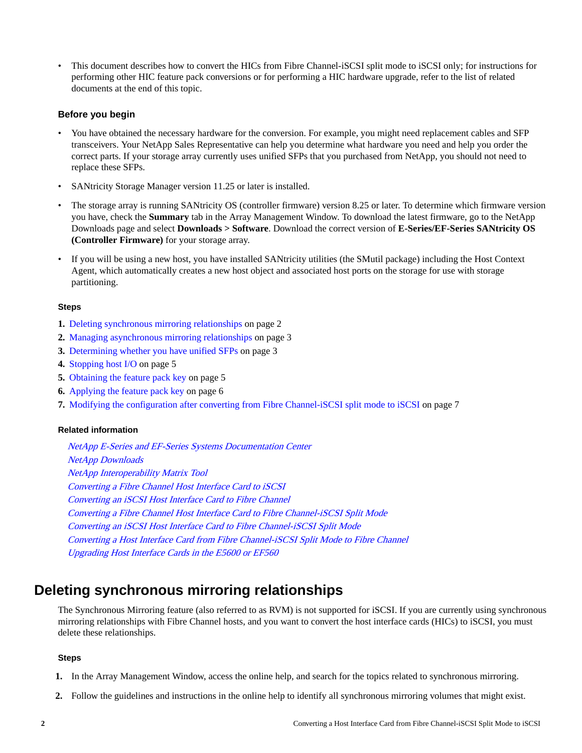- This document describes how to convert the HICs from Fibre Channel-iSCSI split mode to iSCSI only; for instructions for performing other HIC feature pack conversions or for performing a HIC hardware upgrade, refer to the list of related documents at the end of this topic.

### Before you begin

- You have obtained the necessary hardware for the conversion. For example, you might need replacement cables and SFP transceivers. Your NetApp Sales Representative can help you determine what hardware you need and help you order the correct parts. If your storage array currently uses unified SFPs that you purchased from NetApp, you should not need to replace these SFPs.
- SANtricity Storage Manager version 11.25 or later is installed.
- The storage array is running SANtricity OS (controller firmware) version 8.25 or later. To determine which firmware version you have, check the **Summary** tab in the Array Management Window. To download the latest firmware, go to the NetApp Downloads page and select **Downloads > Software**. Download the correct version of **E-Series/EF-Series SANtricity OS (Controller Firmware)** for your storage array.
- If you will be using a new host, you have installed SANtricity utilities (the SMutil package) including the Host Context Agent, which automatically creates a new host object and associated host ports on the storage for use with storage partitioning.

#### Steps

1. Deleting synchronous mirroring relationships on page 2
2. Managing asynchronous mirroring relationships on page 3
3. Determining whether you have unified SFPs on page 3
4. Stopping host I/O on page 5
5. Obtaining the feature pack key on page 5
6. Applying the feature pack key on page 6
7. Modifying the configuration after converting from Fibre Channel-iSCSI split mode to iSCSI on page 7

#### Related information

*NetApp E-Series and EF-Series Systems Documentation Center*
*NetApp Downloads*
*NetApp Interoperability Matrix Tool*
*Converting a Fibre Channel Host Interface Card to iSCSI*
*Converting an iSCSI Host Interface Card to Fibre Channel*
*Converting a Fibre Channel Host Interface Card to Fibre Channel-iSCSI Split Mode*
*Converting an iSCSI Host Interface Card to Fibre Channel-iSCSI Split Mode*
*Converting a Host Interface Card from Fibre Channel-iSCSI Split Mode to Fibre Channel*
*Upgrading Host Interface Cards in the E5600 or EF560*

## Deleting synchronous mirroring relationships

The Synchronous Mirroring feature (also referred to as RVM) is not supported for iSCSI. If you are currently using synchronous mirroring relationships with Fibre Channel hosts, and you want to convert the host interface cards (HICs) to iSCSI, you must delete these relationships.

#### Steps

1. In the Array Management Window, access the online help, and search for the topics related to synchronous mirroring.
2. Follow the guidelines and instructions in the online help to identify all synchronous mirroring volumes that might exist.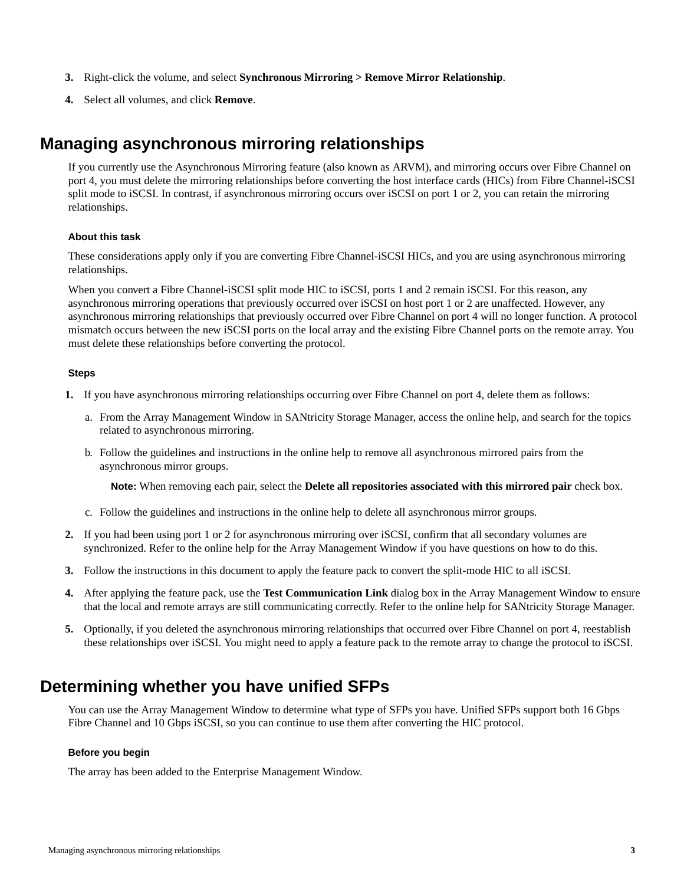3. Right-click the volume, and select **Synchronous Mirroring > Remove Mirror Relationship**.
4. Select all volumes, and click **Remove**.

## Managing asynchronous mirroring relationships

If you currently use the Asynchronous Mirroring feature (also known as ARVM), and mirroring occurs over Fibre Channel on port 4, you must delete the mirroring relationships before converting the host interface cards (HICs) from Fibre Channel-iSCSI split mode to iSCSI. In contrast, if asynchronous mirroring occurs over iSCSI on port 1 or 2, you can retain the mirroring relationships.

#### About this task

These considerations apply only if you are converting Fibre Channel-iSCSI HICs, and you are using asynchronous mirroring relationships.

When you convert a Fibre Channel-iSCSI split mode HIC to iSCSI, ports 1 and 2 remain iSCSI. For this reason, any asynchronous mirroring operations that previously occurred over iSCSI on host port 1 or 2 are unaffected. However, any asynchronous mirroring relationships that previously occurred over Fibre Channel on port 4 will no longer function. A protocol mismatch occurs between the new iSCSI ports on the local array and the existing Fibre Channel ports on the remote array. You must delete these relationships before converting the protocol.

#### Steps

1. If you have asynchronous mirroring relationships occurring over Fibre Channel on port 4, delete them as follows:
   a. From the Array Management Window in SANtricity Storage Manager, access the online help, and search for the topics related to asynchronous mirroring.
   b. Follow the guidelines and instructions in the online help to remove all asynchronous mirrored pairs from the asynchronous mirror groups.

      **Note:** When removing each pair, select the **Delete all repositories associated with this mirrored pair** check box.

   c. Follow the guidelines and instructions in the online help to delete all asynchronous mirror groups.
2. If you had been using port 1 or 2 for asynchronous mirroring over iSCSI, confirm that all secondary volumes are synchronized. Refer to the online help for the Array Management Window if you have questions on how to do this.
3. Follow the instructions in this document to apply the feature pack to convert the split-mode HIC to all iSCSI.
4. After applying the feature pack, use the **Test Communication Link** dialog box in the Array Management Window to ensure that the local and remote arrays are still communicating correctly. Refer to the online help for SANtricity Storage Manager.
5. Optionally, if you deleted the asynchronous mirroring relationships that occurred over Fibre Channel on port 4, reestablish these relationships over iSCSI. You might need to apply a feature pack to the remote array to change the protocol to iSCSI.

## Determining whether you have unified SFPs

You can use the Array Management Window to determine what type of SFPs you have. Unified SFPs support both 16 Gbps Fibre Channel and 10 Gbps iSCSI, so you can continue to use them after converting the HIC protocol.

#### Before you begin

The array has been added to the Enterprise Management Window.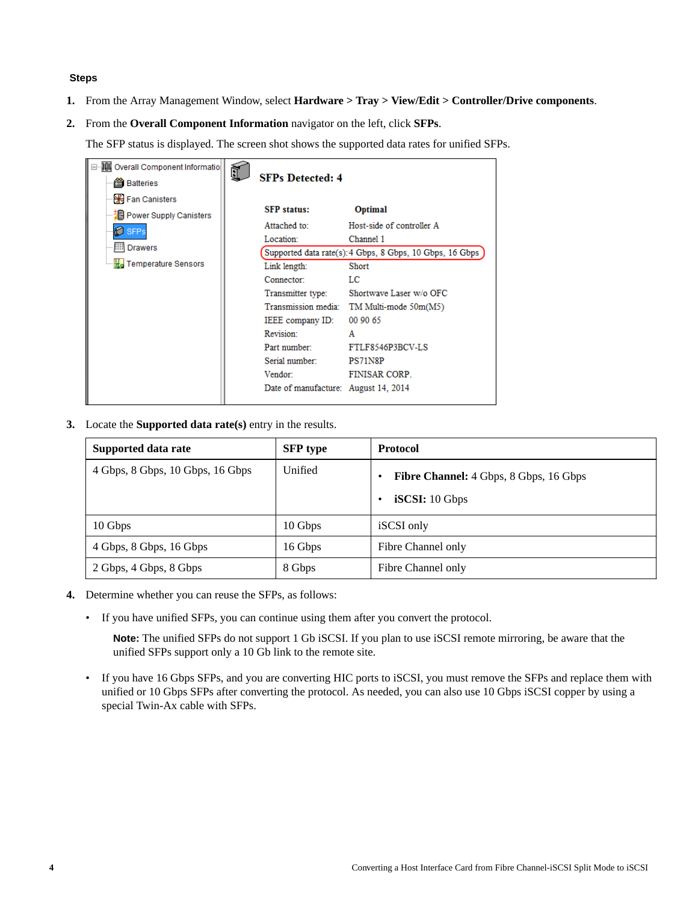**Steps**

1. From the Array Management Window, select **Hardware > Tray > View/Edit > Controller/Drive components**.
2. From the **Overall Component Information** navigator on the left, click **SFPs**.

   The SFP status is displayed. The screen shot shows the supported data rates for unified SFPs.

3. Locate the **Supported data rate(s)** entry in the results.

| Supported data rate | SFP type | Protocol |
|---|---|---|
| 4 Gbps, 8 Gbps, 10 Gbps, 16 Gbps | Unified | • **Fibre Channel:** 4 Gbps, 8 Gbps, 16 Gbps<br>• **iSCSI:** 10 Gbps |
| 10 Gbps | 10 Gbps | iSCSI only |
| 4 Gbps, 8 Gbps, 16 Gbps | 16 Gbps | Fibre Channel only |
| 2 Gbps, 4 Gbps, 8 Gbps | 8 Gbps | Fibre Channel only |

4. Determine whether you can reuse the SFPs, as follows:
   - If you have unified SFPs, you can continue using them after you convert the protocol.

     **Note:** The unified SFPs do not support 1 Gb iSCSI. If you plan to use iSCSI remote mirroring, be aware that the unified SFPs support only a 10 Gb link to the remote site.

   - If you have 16 Gbps SFPs, and you are converting HIC ports to iSCSI, you must remove the SFPs and replace them with unified or 10 Gbps SFPs after converting the protocol. As needed, you can also use 10 Gbps iSCSI copper by using a special Twin-Ax cable with SFPs.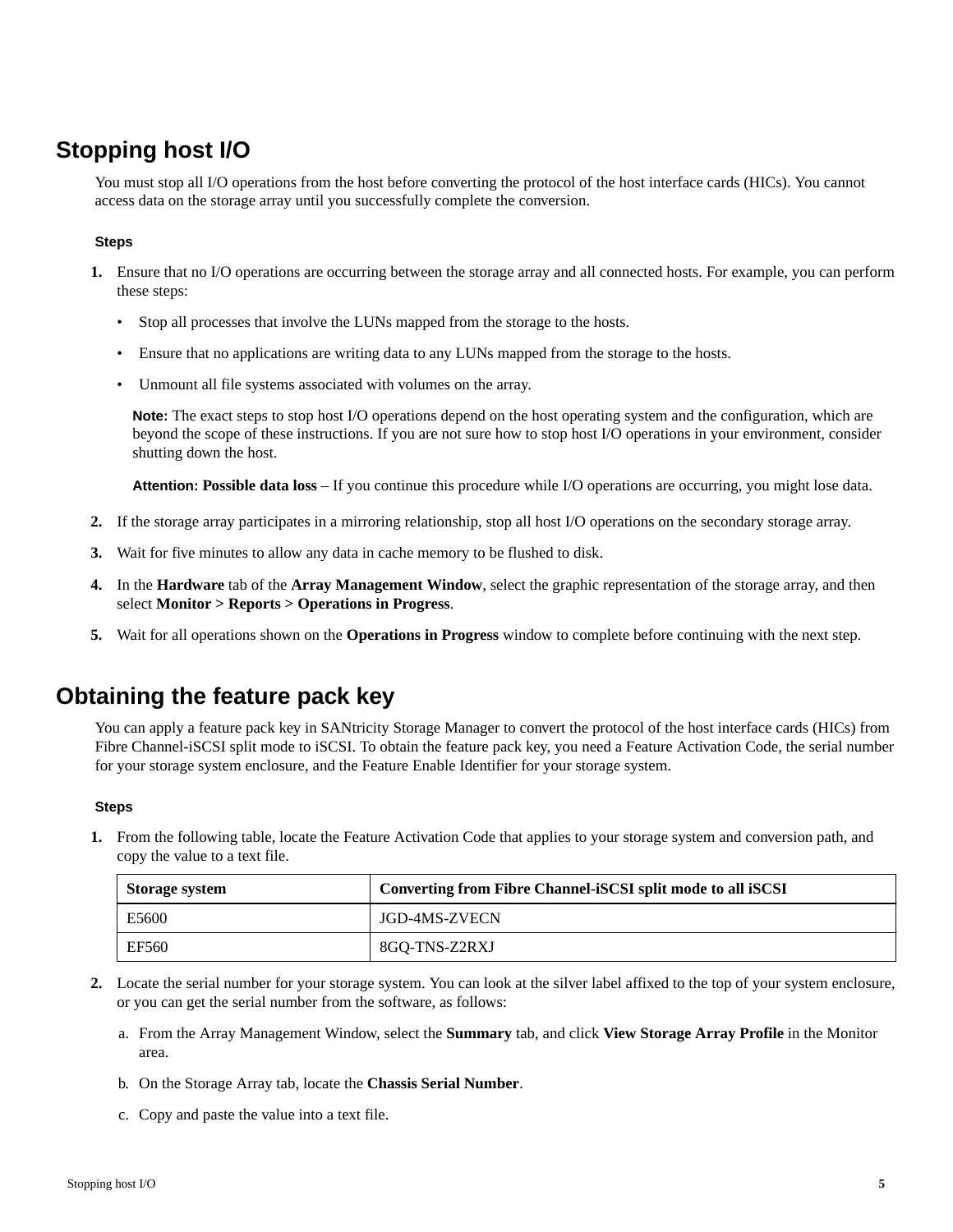## Stopping host I/O

You must stop all I/O operations from the host before converting the protocol of the host interface cards (HICs). You cannot access data on the storage array until you successfully complete the conversion.

#### Steps

1. Ensure that no I/O operations are occurring between the storage array and all connected hosts. For example, you can perform these steps:
   - Stop all processes that involve the LUNs mapped from the storage to the hosts.
   - Ensure that no applications are writing data to any LUNs mapped from the storage to the hosts.
   - Unmount all file systems associated with volumes on the array.

   **Note:** The exact steps to stop host I/O operations depend on the host operating system and the configuration, which are beyond the scope of these instructions. If you are not sure how to stop host I/O operations in your environment, consider shutting down the host.

   **Attention: Possible data loss** – If you continue this procedure while I/O operations are occurring, you might lose data.

2. If the storage array participates in a mirroring relationship, stop all host I/O operations on the secondary storage array.
3. Wait for five minutes to allow any data in cache memory to be flushed to disk.
4. In the **Hardware** tab of the **Array Management Window**, select the graphic representation of the storage array, and then select **Monitor > Reports > Operations in Progress**.
5. Wait for all operations shown on the **Operations in Progress** window to complete before continuing with the next step.

## Obtaining the feature pack key

You can apply a feature pack key in SANtricity Storage Manager to convert the protocol of the host interface cards (HICs) from Fibre Channel-iSCSI split mode to iSCSI. To obtain the feature pack key, you need a Feature Activation Code, the serial number for your storage system enclosure, and the Feature Enable Identifier for your storage system.

#### Steps

1. From the following table, locate the Feature Activation Code that applies to your storage system and conversion path, and copy the value to a text file.

   | Storage system | Converting from Fibre Channel-iSCSI split mode to all iSCSI |
   | --- | --- |
   | E5600 | JGD-4MS-ZVECN |
   | EF560 | 8GQ-TNS-Z2RXJ |

2. Locate the serial number for your storage system. You can look at the silver label affixed to the top of your system enclosure, or you can get the serial number from the software, as follows:
   a. From the Array Management Window, select the **Summary** tab, and click **View Storage Array Profile** in the Monitor area.
   b. On the Storage Array tab, locate the **Chassis Serial Number**.
   c. Copy and paste the value into a text file.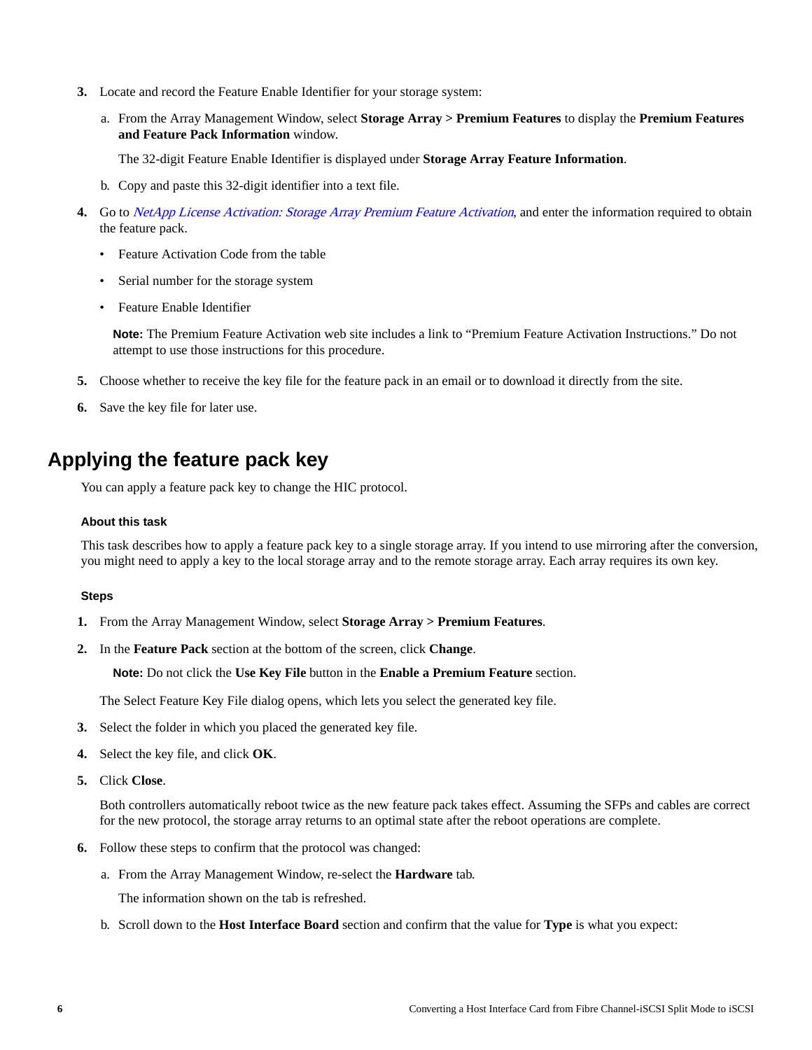3. Locate and record the Feature Enable Identifier for your storage system:

   a. From the Array Management Window, select **Storage Array > Premium Features** to display the **Premium Features and Feature Pack Information** window.

      The 32-digit Feature Enable Identifier is displayed under **Storage Array Feature Information**.

   b. Copy and paste this 32-digit identifier into a text file.

4. Go to *NetApp License Activation: Storage Array Premium Feature Activation*, and enter the information required to obtain the feature pack.

   - Feature Activation Code from the table
   - Serial number for the storage system
   - Feature Enable Identifier

   **Note:** The Premium Feature Activation web site includes a link to "Premium Feature Activation Instructions." Do not attempt to use those instructions for this procedure.

5. Choose whether to receive the key file for the feature pack in an email or to download it directly from the site.

6. Save the key file for later use.

## Applying the feature pack key

You can apply a feature pack key to change the HIC protocol.

#### About this task

This task describes how to apply a feature pack key to a single storage array. If you intend to use mirroring after the conversion, you might need to apply a key to the local storage array and to the remote storage array. Each array requires its own key.

#### Steps

1. From the Array Management Window, select **Storage Array > Premium Features**.

2. In the **Feature Pack** section at the bottom of the screen, click **Change**.

   **Note:** Do not click the **Use Key File** button in the **Enable a Premium Feature** section.

   The Select Feature Key File dialog opens, which lets you select the generated key file.

3. Select the folder in which you placed the generated key file.

4. Select the key file, and click **OK**.

5. Click **Close**.

   Both controllers automatically reboot twice as the new feature pack takes effect. Assuming the SFPs and cables are correct for the new protocol, the storage array returns to an optimal state after the reboot operations are complete.

6. Follow these steps to confirm that the protocol was changed:

   a. From the Array Management Window, re-select the **Hardware** tab.

      The information shown on the tab is refreshed.

   b. Scroll down to the **Host Interface Board** section and confirm that the value for **Type** is what you expect: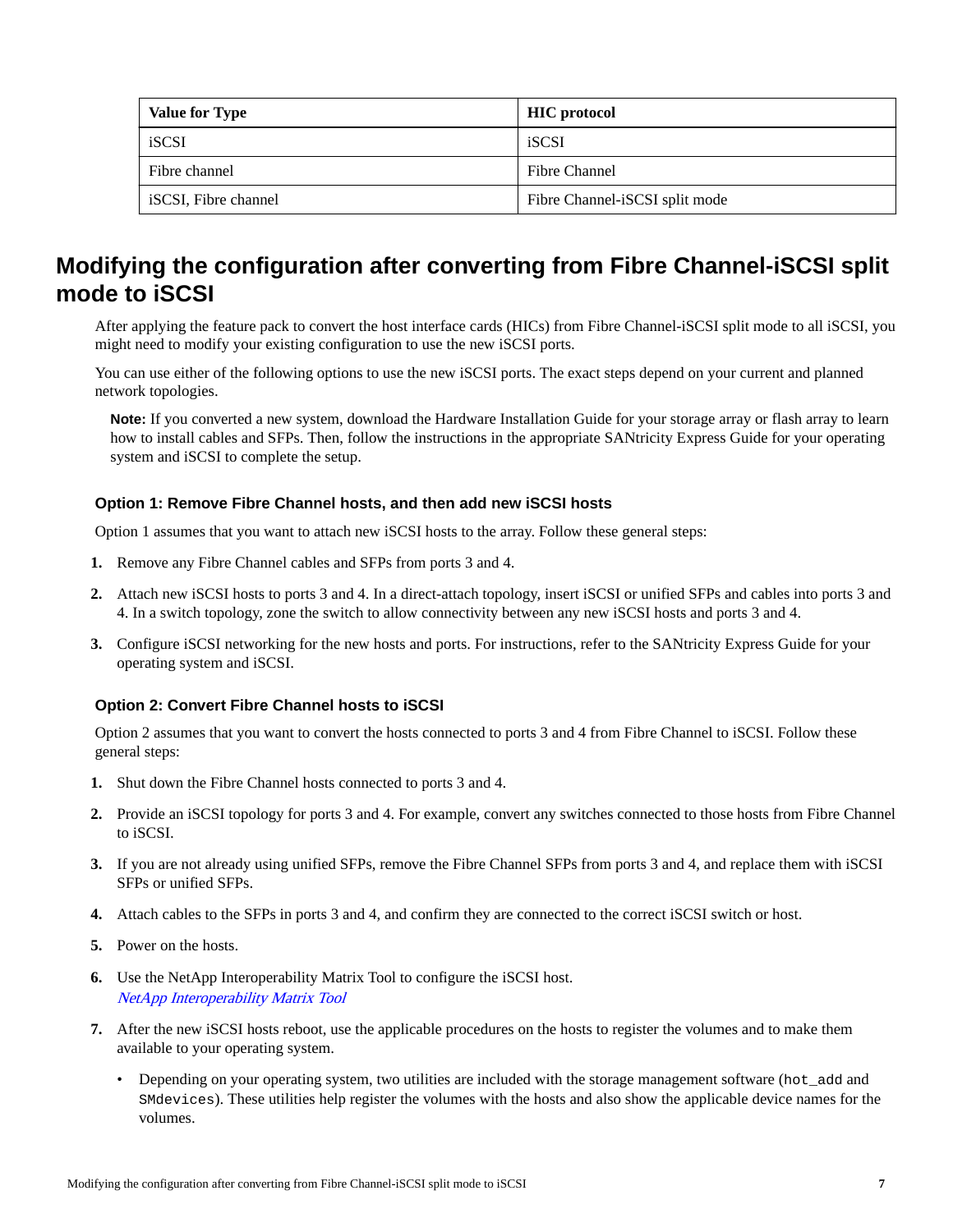| Value for Type | HIC protocol |
|---|---|
| iSCSI | iSCSI |
| Fibre channel | Fibre Channel |
| iSCSI, Fibre channel | Fibre Channel-iSCSI split mode |

# Modifying the configuration after converting from Fibre Channel-iSCSI split mode to iSCSI

After applying the feature pack to convert the host interface cards (HICs) from Fibre Channel-iSCSI split mode to all iSCSI, you might need to modify your existing configuration to use the new iSCSI ports.

You can use either of the following options to use the new iSCSI ports. The exact steps depend on your current and planned network topologies.

**Note:** If you converted a new system, download the Hardware Installation Guide for your storage array or flash array to learn how to install cables and SFPs. Then, follow the instructions in the appropriate SANtricity Express Guide for your operating system and iSCSI to complete the setup.

### Option 1: Remove Fibre Channel hosts, and then add new iSCSI hosts

Option 1 assumes that you want to attach new iSCSI hosts to the array. Follow these general steps:

1. Remove any Fibre Channel cables and SFPs from ports 3 and 4.
2. Attach new iSCSI hosts to ports 3 and 4. In a direct-attach topology, insert iSCSI or unified SFPs and cables into ports 3 and 4. In a switch topology, zone the switch to allow connectivity between any new iSCSI hosts and ports 3 and 4.
3. Configure iSCSI networking for the new hosts and ports. For instructions, refer to the SANtricity Express Guide for your operating system and iSCSI.

### Option 2: Convert Fibre Channel hosts to iSCSI

Option 2 assumes that you want to convert the hosts connected to ports 3 and 4 from Fibre Channel to iSCSI. Follow these general steps:

1. Shut down the Fibre Channel hosts connected to ports 3 and 4.
2. Provide an iSCSI topology for ports 3 and 4. For example, convert any switches connected to those hosts from Fibre Channel to iSCSI.
3. If you are not already using unified SFPs, remove the Fibre Channel SFPs from ports 3 and 4, and replace them with iSCSI SFPs or unified SFPs.
4. Attach cables to the SFPs in ports 3 and 4, and confirm they are connected to the correct iSCSI switch or host.
5. Power on the hosts.
6. Use the NetApp Interoperability Matrix Tool to configure the iSCSI host.
   *NetApp Interoperability Matrix Tool*
7. After the new iSCSI hosts reboot, use the applicable procedures on the hosts to register the volumes and to make them available to your operating system.
   - Depending on your operating system, two utilities are included with the storage management software (`hot_add` and `SMdevices`). These utilities help register the volumes with the hosts and also show the applicable device names for the volumes.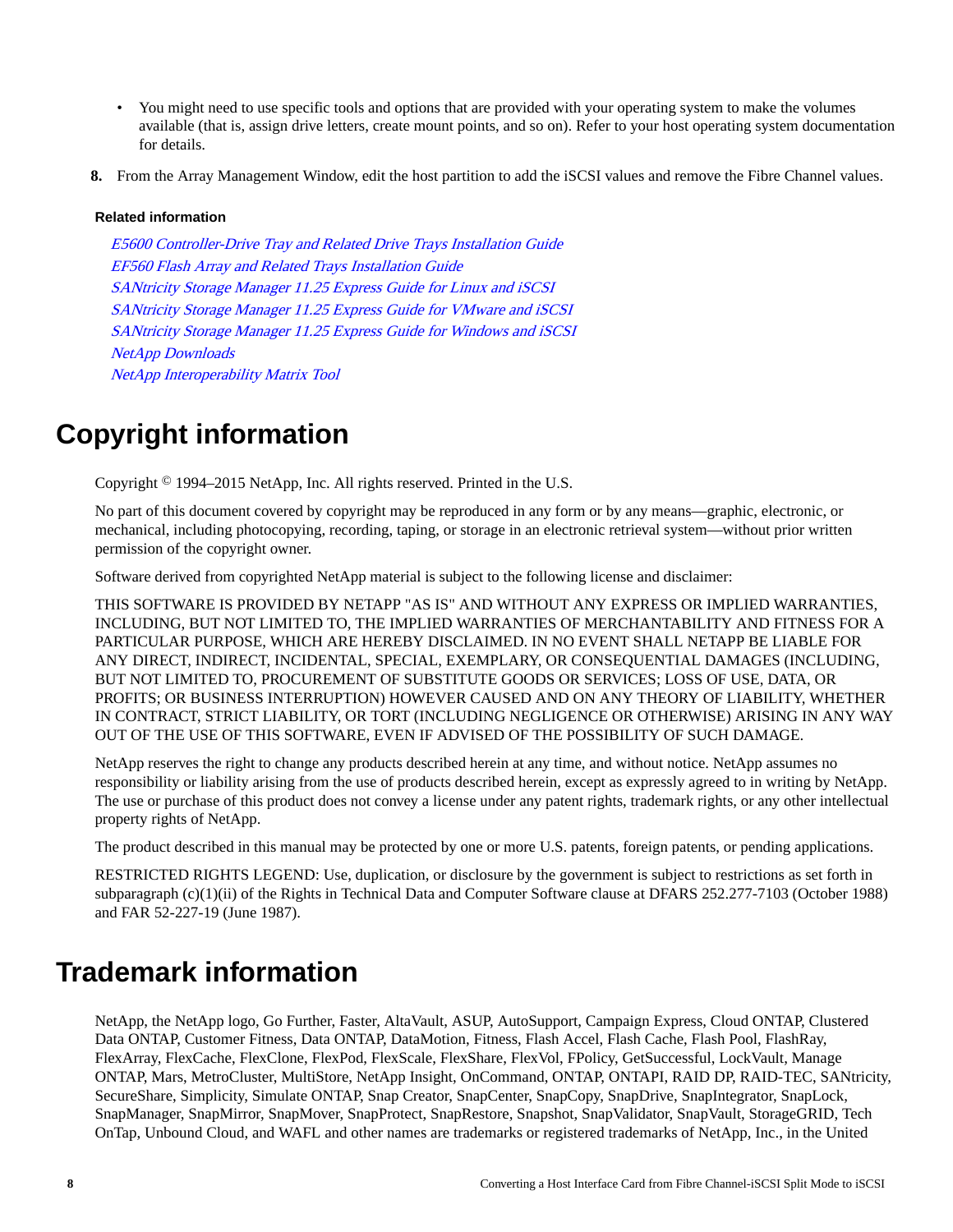- You might need to use specific tools and options that are provided with your operating system to make the volumes available (that is, assign drive letters, create mount points, and so on). Refer to your host operating system documentation for details.

8. From the Array Management Window, edit the host partition to add the iSCSI values and remove the Fibre Channel values.

**Related information**

*E5600 Controller-Drive Tray and Related Drive Trays Installation Guide*
*EF560 Flash Array and Related Trays Installation Guide*
*SANtricity Storage Manager 11.25 Express Guide for Linux and iSCSI*
*SANtricity Storage Manager 11.25 Express Guide for VMware and iSCSI*
*SANtricity Storage Manager 11.25 Express Guide for Windows and iSCSI*
*NetApp Downloads*
*NetApp Interoperability Matrix Tool*

# Copyright information

Copyright © 1994–2015 NetApp, Inc. All rights reserved. Printed in the U.S.

No part of this document covered by copyright may be reproduced in any form or by any means—graphic, electronic, or mechanical, including photocopying, recording, taping, or storage in an electronic retrieval system—without prior written permission of the copyright owner.

Software derived from copyrighted NetApp material is subject to the following license and disclaimer:

THIS SOFTWARE IS PROVIDED BY NETAPP "AS IS" AND WITHOUT ANY EXPRESS OR IMPLIED WARRANTIES, INCLUDING, BUT NOT LIMITED TO, THE IMPLIED WARRANTIES OF MERCHANTABILITY AND FITNESS FOR A PARTICULAR PURPOSE, WHICH ARE HEREBY DISCLAIMED. IN NO EVENT SHALL NETAPP BE LIABLE FOR ANY DIRECT, INDIRECT, INCIDENTAL, SPECIAL, EXEMPLARY, OR CONSEQUENTIAL DAMAGES (INCLUDING, BUT NOT LIMITED TO, PROCUREMENT OF SUBSTITUTE GOODS OR SERVICES; LOSS OF USE, DATA, OR PROFITS; OR BUSINESS INTERRUPTION) HOWEVER CAUSED AND ON ANY THEORY OF LIABILITY, WHETHER IN CONTRACT, STRICT LIABILITY, OR TORT (INCLUDING NEGLIGENCE OR OTHERWISE) ARISING IN ANY WAY OUT OF THE USE OF THIS SOFTWARE, EVEN IF ADVISED OF THE POSSIBILITY OF SUCH DAMAGE.

NetApp reserves the right to change any products described herein at any time, and without notice. NetApp assumes no responsibility or liability arising from the use of products described herein, except as expressly agreed to in writing by NetApp. The use or purchase of this product does not convey a license under any patent rights, trademark rights, or any other intellectual property rights of NetApp.

The product described in this manual may be protected by one or more U.S. patents, foreign patents, or pending applications.

RESTRICTED RIGHTS LEGEND: Use, duplication, or disclosure by the government is subject to restrictions as set forth in subparagraph (c)(1)(ii) of the Rights in Technical Data and Computer Software clause at DFARS 252.277-7103 (October 1988) and FAR 52-227-19 (June 1987).

# Trademark information

NetApp, the NetApp logo, Go Further, Faster, AltaVault, ASUP, AutoSupport, Campaign Express, Cloud ONTAP, Clustered Data ONTAP, Customer Fitness, Data ONTAP, DataMotion, Fitness, Flash Accel, Flash Cache, Flash Pool, FlashRay, FlexArray, FlexCache, FlexClone, FlexPod, FlexScale, FlexShare, FlexVol, FPolicy, GetSuccessful, LockVault, Manage ONTAP, Mars, MetroCluster, MultiStore, NetApp Insight, OnCommand, ONTAP, ONTAPI, RAID DP, RAID-TEC, SANtricity, SecureShare, Simplicity, Simulate ONTAP, Snap Creator, SnapCenter, SnapCopy, SnapDrive, SnapIntegrator, SnapLock, SnapManager, SnapMirror, SnapMover, SnapProtect, SnapRestore, Snapshot, SnapValidator, SnapVault, StorageGRID, Tech OnTap, Unbound Cloud, and WAFL and other names are trademarks or registered trademarks of NetApp, Inc., in the United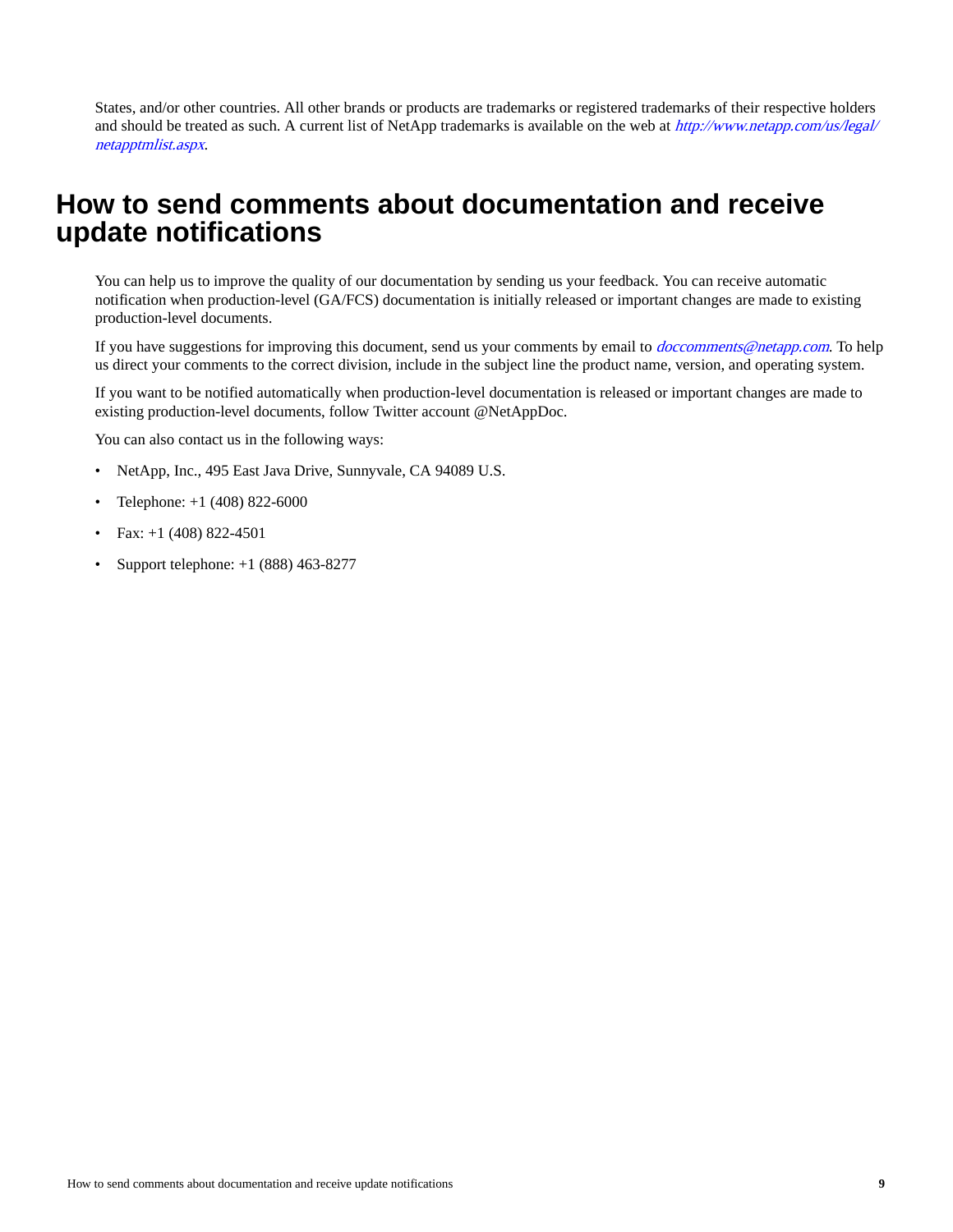States, and/or other countries. All other brands or products are trademarks or registered trademarks of their respective holders and should be treated as such. A current list of NetApp trademarks is available on the web at *http://www.netapp.com/us/legal/netapptmlist.aspx*.

# How to send comments about documentation and receive update notifications

You can help us to improve the quality of our documentation by sending us your feedback. You can receive automatic notification when production-level (GA/FCS) documentation is initially released or important changes are made to existing production-level documents.

If you have suggestions for improving this document, send us your comments by email to *doccomments@netapp.com*. To help us direct your comments to the correct division, include in the subject line the product name, version, and operating system.

If you want to be notified automatically when production-level documentation is released or important changes are made to existing production-level documents, follow Twitter account @NetAppDoc.

You can also contact us in the following ways:

- NetApp, Inc., 495 East Java Drive, Sunnyvale, CA 94089 U.S.
- Telephone: +1 (408) 822-6000
- Fax: +1 (408) 822-4501
- Support telephone: +1 (888) 463-8277